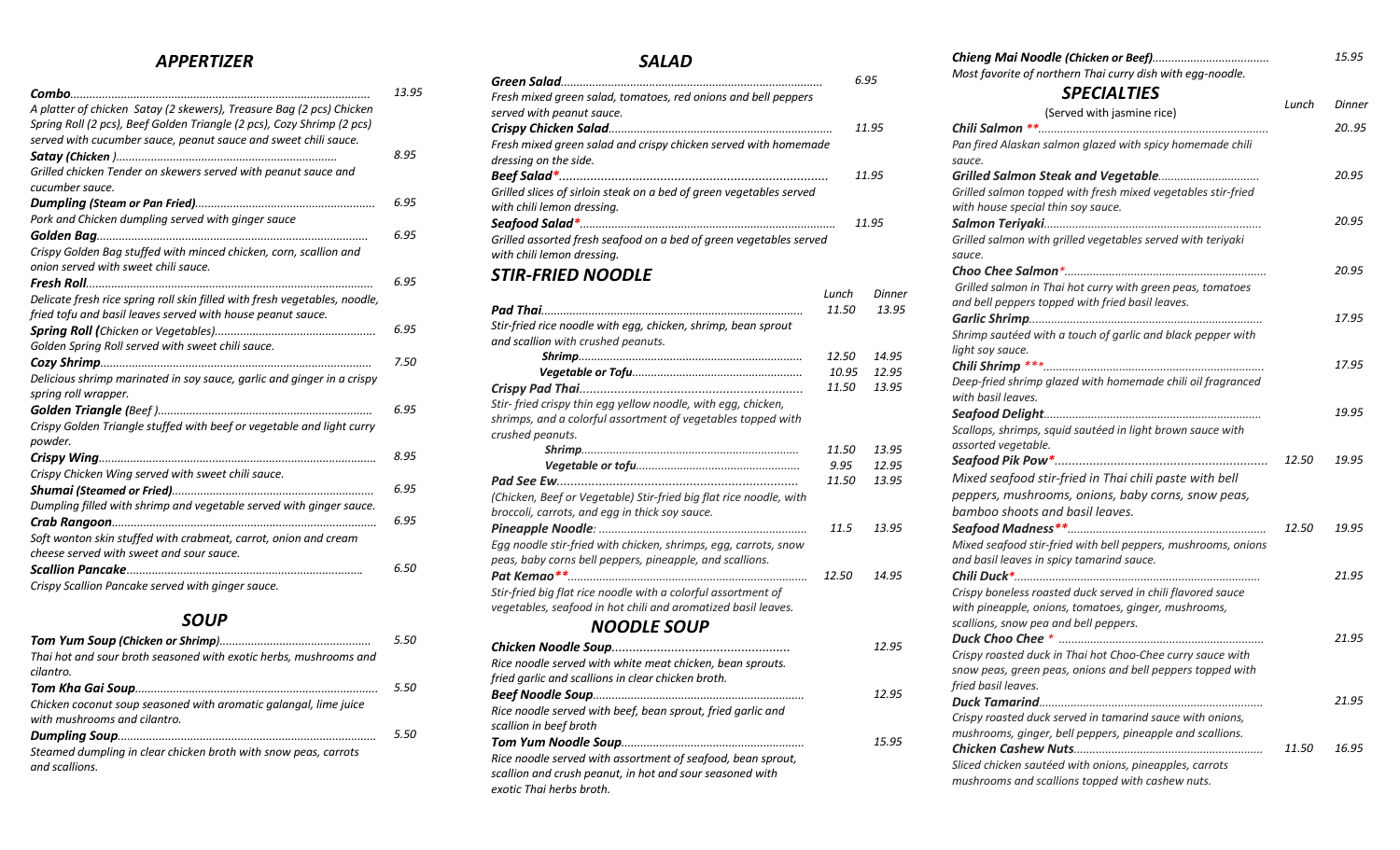## APPERTIZER

| | |
|---|---|
| ***Combo*** | 13.95 |
| *A platter of chicken Satay (2 skewers), Treasure Bag (2 pcs) Chicken Spring Roll (2 pcs), Beef Golden Triangle (2 pcs), Cozy Shrimp (2 pcs) served with cucumber sauce, peanut sauce and sweet chili sauce.* | |
| ***Satay (Chicken )*** | 8.95 |
| *Grilled chicken Tender on skewers served with peanut sauce and cucumber sauce.* | |
| ***Dumpling (Steam or Pan Fried)*** | 6.95 |
| *Pork and Chicken dumpling served with ginger sauce* | |
| ***Golden Bag*** | 6.95 |
| *Crispy Golden Bag stuffed with minced chicken, corn, scallion and onion served with sweet chili sauce.* | |
| ***Fresh Roll*** | 6.95 |
| *Delicate fresh rice spring roll skin filled with fresh vegetables, noodle, fried tofu and basil leaves served with house peanut sauce.* | |
| ***Spring Roll (Chicken or Vegetables)*** | 6.95 |
| *Golden Spring Roll served with sweet chili sauce.* | |
| ***Cozy Shrimp*** | 7.50 |
| *Delicious shrimp marinated in soy sauce, garlic and ginger in a crispy spring roll wrapper.* | |
| ***Golden Triangle (Beef )*** | 6.95 |
| *Crispy Golden Triangle stuffed with beef or vegetable and light curry powder.* | |
| ***Crispy Wing*** | 8.95 |
| *Crispy Chicken Wing served with sweet chili sauce.* | |
| ***Shumai (Steamed or Fried)*** | 6.95 |
| *Dumpling filled with shrimp and vegetable served with ginger sauce.* | |
| ***Crab Rangoon*** | 6.95 |
| *Soft wonton skin stuffed with crabmeat, carrot, onion and cream cheese served with sweet and sour sauce.* | |
| ***Scallion Pancake*** | 6.50 |
| *Crispy Scallion Pancake served with ginger sauce.* | |

## SOUP

| | |
|---|---|
| ***Tom Yum Soup (Chicken or Shrimp)*** | 5.50 |
| *Thai hot and sour broth seasoned with exotic herbs, mushrooms and cilantro.* | |
| ***Tom Kha Gai Soup*** | 5.50 |
| *Chicken coconut soup seasoned with aromatic galangal, lime juice with mushrooms and cilantro.* | |
| ***Dumpling Soup*** | 5.50 |
| *Steamed dumpling in clear chicken broth with snow peas, carrots and scallions.* | |

## SALAD

| | |
|---|---|
| ***Green Salad*** | 6.95 |
| *Fresh mixed green salad, tomatoes, red onions and bell peppers served with peanut sauce.* | |
| ***Crispy Chicken Salad*** | 11.95 |
| *Fresh mixed green salad and crispy chicken served with homemade dressing on the side.* | |
| ***Beef Salad**** | 11.95 |
| *Grilled slices of sirloin steak on a bed of green vegetables served with chili lemon dressing.* | |
| ***Seafood Salad**** | 11.95 |
| *Grilled assorted fresh seafood on a bed of green vegetables served with chili lemon dressing.* | |

## STIR-FRIED NOODLE

| | Lunch | Dinner |
|---|---|---|
| ***Pad Thai*** | 11.50 | 13.95 |
| *Stir-fried rice noodle with egg, chicken, shrimp, bean sprout and scallion with crushed peanuts.* | | |
| ***Shrimp*** | 12.50 | 14.95 |
| ***Vegetable or Tofu*** | 10.95 | 12.95 |
| ***Crispy Pad Thai*** | 11.50 | 13.95 |
| *Stir- fried crispy thin egg yellow noodle, with egg, chicken, shrimps, and a colorful assortment of vegetables topped with crushed peanuts.* | | |
| ***Shrimp*** | 11.50 | 13.95 |
| ***Vegetable or tofu*** | 9.95 | 12.95 |
| ***Pad See Ew*** | 11.50 | 13.95 |
| *(Chicken, Beef or Vegetable) Stir-fried big flat rice noodle, with broccoli, carrots, and egg in thick soy sauce.* | | |
| ***Pineapple Noodle:*** | 11.5 | 13.95 |
| *Egg noodle stir-fried with chicken, shrimps, egg, carrots, snow peas, baby corns bell peppers, pineapple, and scallions.* | | |
| ***Pat Kemao**** | 12.50 | 14.95 |
| *Stir-fried big flat rice noodle with a colorful assortment of vegetables, seafood in hot chili and aromatized basil leaves.* | | |

## NOODLE SOUP

| | |
|---|---|
| ***Chicken Noodle Soup*** | 12.95 |
| *Rice noodle served with white meat chicken, bean sprouts. fried garlic and scallions in clear chicken broth.* | |
| ***Beef Noodle Soup*** | 12.95 |
| *Rice noodle served with beef, bean sprout, fried garlic and scallion in beef broth* | |
| ***Tom Yum Noodle Soup*** | 15.95 |
| *Rice noodle served with assortment of seafood, bean sprout, scallion and crush peanut, in hot and sour seasoned with exotic Thai herbs broth.* | |
| ***Chieng Mai Noodle (Chicken or Beef)*** | 15.95 |
| *Most favorite of northern Thai curry dish with egg-noodle.* | |

## SPECIALTIES

(Served with jasmine rice)

| | Lunch | Dinner |
|---|---|---|
| ***Chili Salmon ***** | | 20..95 |
| *Pan fired Alaskan salmon glazed with spicy homemade chili sauce.* | | |
| ***Grilled Salmon Steak and Vegetable*** | | 20.95 |
| *Grilled salmon topped with fresh mixed vegetables stir-fried with house special thin soy sauce.* | | |
| ***Salmon Teriyaki*** | | 20.95 |
| *Grilled salmon with grilled vegetables served with teriyaki sauce.* | | |
| ***Choo Chee Salmon**** | | 20.95 |
| *Grilled salmon in Thai hot curry with green peas, tomatoes and bell peppers topped with fried basil leaves.* | | |
| ***Garlic Shrimp*** | | 17.95 |
| *Shrimp sautéed with a touch of garlic and black pepper with light soy sauce.* | | |
| ***Chili Shrimp ******* | | 17.95 |
| *Deep-fried shrimp glazed with homemade chili oil fragranced with basil leaves.* | | |
| ***Seafood Delight*** | | 19.95 |
| *Scallops, shrimps, squid sautéed in light brown sauce with assorted vegetable.* | | |
| ***Seafood Pik Pow**** | 12.50 | 19.95 |
| *Mixed seafood stir-fried in Thai chili paste with bell peppers, mushrooms, onions, baby corns, snow peas, bamboo shoots and basil leaves.* | | |
| ***Seafood Madness***** | 12.50 | 19.95 |
| *Mixed seafood stir-fried with bell peppers, mushrooms, onions and basil leaves in spicy tamarind sauce.* | | |
| ***Chili Duck**** | | 21.95 |
| *Crispy boneless roasted duck served in chili flavored sauce with pineapple, onions, tomatoes, ginger, mushrooms, scallions, snow pea and bell peppers.* | | |
| ***Duck Choo Chee **** | | 21.95 |
| *Crispy roasted duck in Thai hot Choo-Chee curry sauce with snow peas, green peas, onions and bell peppers topped with fried basil leaves.* | | |
| ***Duck Tamarind*** | | 21.95 |
| *Crispy roasted duck served in tamarind sauce with onions, mushrooms, ginger, bell peppers, pineapple and scallions.* | | |
| ***Chicken Cashew Nuts*** | 11.50 | 16.95 |
| *Sliced chicken sautéed with onions, pineapples, carrots mushrooms and scallions topped with cashew nuts.* | | |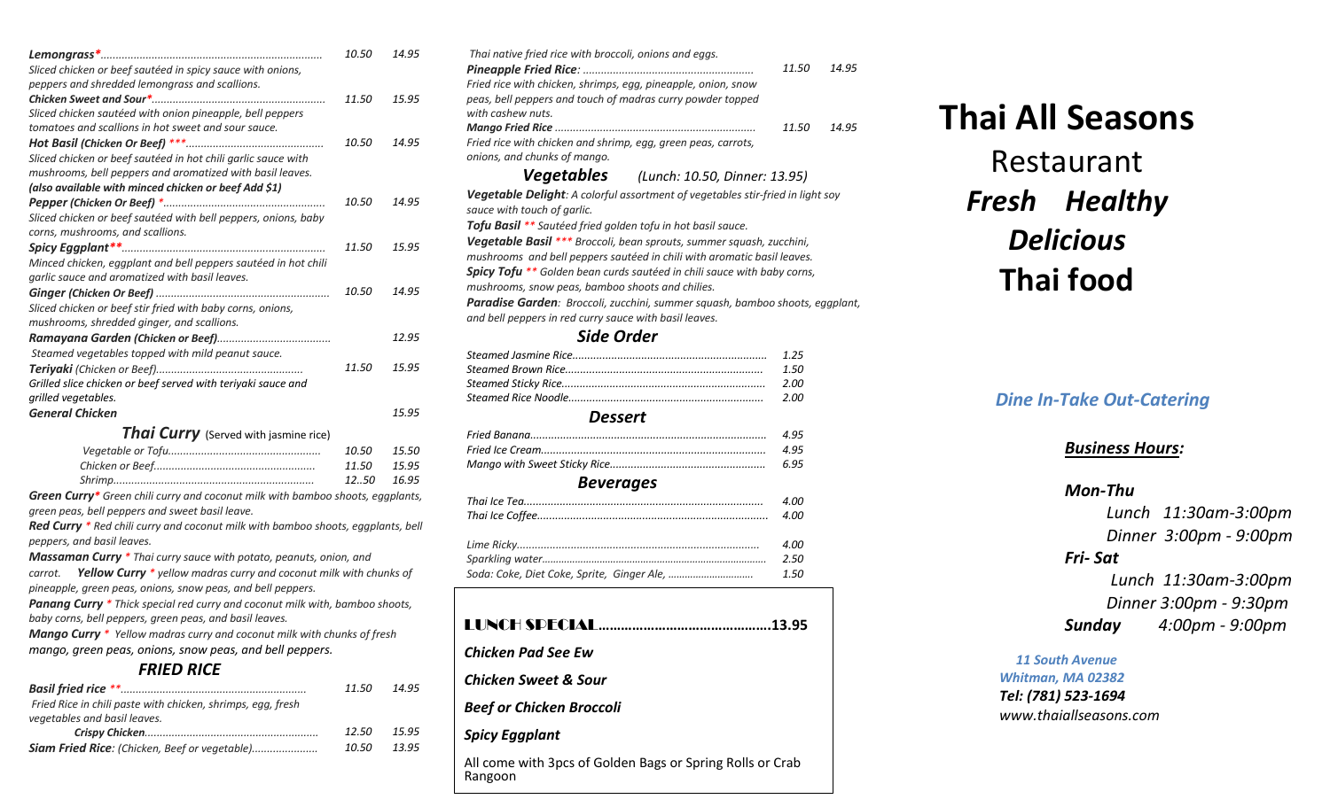| | Lunch | Dinner |
|---|---|---|
| ***Lemongrass**** | 10.50 | 14.95 |
| *Sliced chicken or beef sautéed in spicy sauce with onions, peppers and shredded lemongrass and scallions.* | | |
| ***Chicken Sweet and Sour**** | 11.50 | 15.95 |
| *Sliced chicken sautéed with onion pineapple, bell peppers tomatoes and scallions in hot sweet and sour sauce.* | | |
| ***Hot Basil (Chicken Or Beef) ***** | 10.50 | 14.95 |
| *Sliced chicken or beef sautéed in hot chili garlic sauce with mushrooms, bell peppers and aromatized with basil leaves.* | | |
| ***(also available with minced chicken or beef Add $1)*** | | |
| ***Pepper (Chicken Or Beef) **** | 10.50 | 14.95 |
| *Sliced chicken or beef sautéed with bell peppers, onions, baby corns, mushrooms, and scallions.* | | |
| ***Spicy Eggplant***** | 11.50 | 15.95 |
| *Minced chicken, eggplant and bell peppers sautéed in hot chili garlic sauce and aromatized with basil leaves.* | | |
| ***Ginger (Chicken Or Beef)*** | 10.50 | 14.95 |
| *Sliced chicken or beef stir fried with baby corns, onions, mushrooms, shredded ginger, and scallions.* | | |
| ***Ramayana Garden (Chicken or Beef)*** | | 12.95 |
| *Steamed vegetables topped with mild peanut sauce.* | | |
| ***Teriyaki** (Chicken or Beef)* | 11.50 | 15.95 |
| *Grilled slice chicken or beef served with teriyaki sauce and grilled vegetables.* | | |
| ***General Chicken*** | | 15.95 |

## Thai Curry (Served with jasmine rice)

| | | |
|---|---|---|
| *Vegetable or Tofu* | 10.50 | 15.50 |
| *Chicken or Beef* | 11.50 | 15.95 |
| *Shrimp* | 12..50 | 16.95 |

***Green Curry**** *Green chili curry and coconut milk with bamboo shoots, eggplants, green peas, bell peppers and sweet basil leave.*

***Red Curry*** * *Red chili curry and coconut milk with bamboo shoots, eggplants, bell peppers, and basil leaves.*

***Massaman Curry*** * *Thai curry sauce with potato, peanuts, onion, and carrot.*

***Yellow Curry*** * *Yellow madras curry and coconut milk with chunks of pineapple, green peas, onions, snow peas, and bell peppers.*

***Panang Curry*** * *Thick special red curry and coconut milk, with bamboo shoots, baby corns, bell peppers, green peas, and basil leaves.*

***Mango Curry*** * *Yellow madras curry and coconut milk with chunks of fresh mango, green peas, onions, snow peas, and bell peppers.*

## FRIED RICE

| | | |
|---|---|---|
| ***Basil fried rice ***** | 11.50 | 14.95 |
| *Fried Rice in chili paste with chicken, shrimps, egg, fresh vegetables and basil leaves.* | | |
| ***Crispy Chicken*** | 12.50 | 15.95 |
| ***Siam Fried Rice**: (Chicken, Beef or vegetable)* | 10.50 | 13.95 |
| *Thai native fried rice with broccoli, onions and eggs.* | | |
| ***Pineapple Fried Rice**:* | 11.50 | 14.95 |
| *Fried rice with chicken, shrimps, egg, pineapple, onion, snow peas, bell peppers and touch of madras curry powder topped with cashew nuts.* | | |
| ***Mango Fried Rice*** | 11.50 | 14.95 |
| *Fried rice with chicken and shrimp, egg, green peas, carrots, onions, and chunks of mango.* | | |

## Vegetables (Lunch: 10.50, Dinner: 13.95)

***Vegetable Delight**: A colorful assortment of vegetables stir-fried in light soy sauce with touch of garlic.*

***Tofu Basil** ** Sautéed fried golden tofu in hot basil sauce.*

***Vegetable Basil** *** Broccoli, bean sprouts, summer squash, zucchini, mushrooms and bell peppers sautéed in chili with aromatic basil leaves.*

***Spicy Tofu** ** Golden bean curds sautéed in chili sauce with baby corns, mushrooms, snow peas, bamboo shoots and chilies.*

***Paradise Garden**: Broccoli, zucchini, summer squash, bamboo shoots, eggplant, and bell peppers in red curry sauce with basil leaves.*

## Side Order

| | |
|---|---|
| *Steamed Jasmine Rice* | 1.25 |
| *Steamed Brown Rice* | 1.50 |
| *Steamed Sticky Rice* | 2.00 |
| *Steamed Rice Noodle* | 2.00 |

## Dessert

| | |
|---|---|
| *Fried Banana* | 4.95 |
| *Fried Ice Cream* | 4.95 |
| *Mango with Sweet Sticky Rice* | 6.95 |

## Beverages

| | |
|---|---|
| *Thai Ice Tea* | 4.00 |
| *Thai Ice Coffee* | 4.00 |
| *Lime Ricky* | 4.00 |
| *Sparkling water* | 2.50 |
| *Soda: Coke, Diet Coke, Sprite, Ginger Ale,* | 1.50 |

## LUNCH SPECIAL……………………………………13.95

***Chicken Pad See Ew***

***Chicken Sweet & Sour***

***Beef or Chicken Broccoli***

***Spicy Eggplant***

All come with 3pcs of Golden Bags or Spring Rolls or Crab Rangoon

# Thai All Seasons

## Restaurant

## *Fresh Healthy*
## *Delicious*
## Thai food

***Dine In-Take Out-Catering***

***Business Hours:***

***Mon-Thu***
*Lunch 11:30am-3:00pm*
*Dinner 3:00pm - 9:00pm*

***Fri- Sat***
*Lunch 11:30am-3:00pm*
*Dinner 3:00pm - 9:30pm*

***Sunday*** *4:00pm - 9:00pm*

***11 South Avenue***
***Whitman, MA 02382***
***Tel: (781) 523-1694***
*www.thaiallseasons.com*